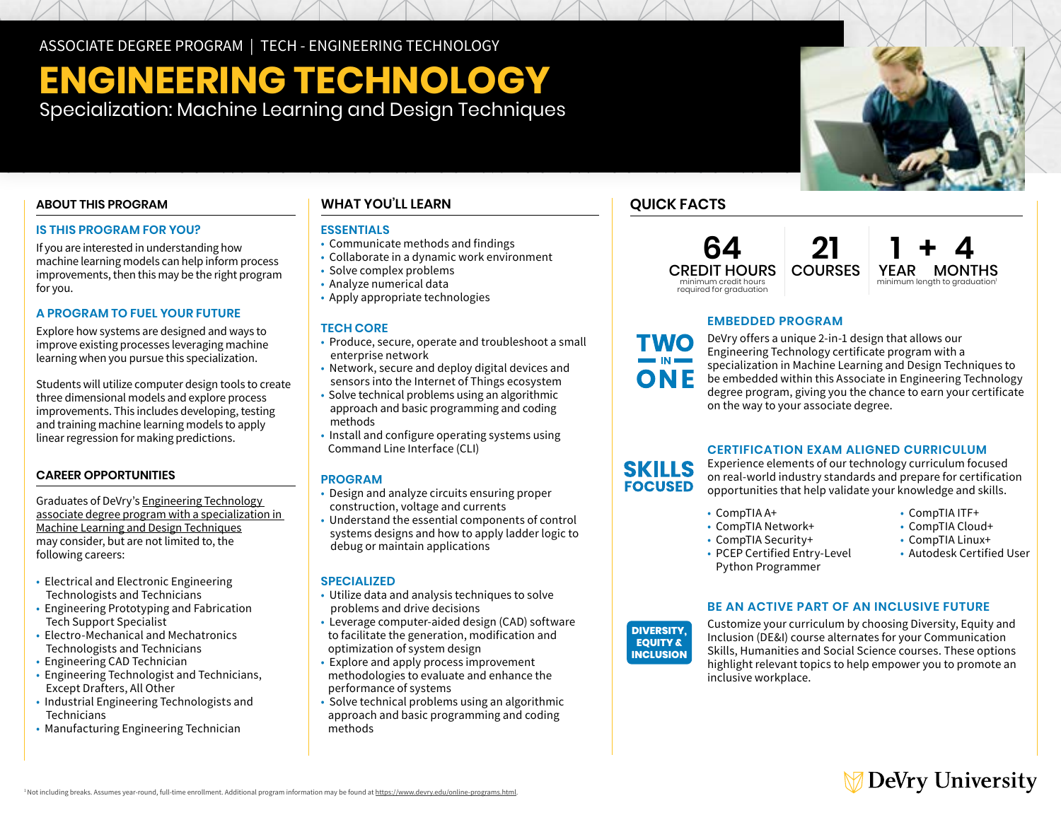ASSOCIATE DEGREE PROGRAM | TECH - ENGINEERING TECHNOLOGY

# ENGINEERING TECHNOLOGY

Specialization: Machine Learning and Design Techniques

## ABOUT THIS PROGRAM

### IS THIS PROGRAM FOR YOU?

If you are interested in understanding how machine learning models can help inform process improvements, then this may be the right program for you.

### A PROGRAM TO FUEL YOUR FUTURE

Explore how systems are designed and ways to improve existing processes leveraging machine learning when you pursue this specialization.

Students will utilize computer design tools to create three dimensional models and explore process improvements. This includes developing, testing and training machine learning models to apply linear regression for making predictions.

## CAREER OPPORTUNITIES

Graduates of DeVry's Engineering Technology associate degree program with a specialization in Machine Learning and Design Techniques may consider, but are not limited to, the following careers:

- Electrical and Electronic Engineering Technologists and Technicians
- Engineering Prototyping and Fabrication Tech Support Specialist
- Electro-Mechanical and Mechatronics Technologists and Technicians
- Engineering CAD Technician
- Engineering Technologist and Technicians, Except Drafters, All Other
- Industrial Engineering Technologists and Technicians
- Manufacturing Engineering Technician

## WHAT YOU'LL LEARN

### ESSENTIALS

- Communicate methods and findings
- Collaborate in a dynamic work environment
- Solve complex problems
- Analyze numerical data
- Apply appropriate technologies

### TECH CORE

- Produce, secure, operate and troubleshoot a small enterprise network
- Network, secure and deploy digital devices and sensors into the Internet of Things ecosystem
- Solve technical problems using an algorithmic approach and basic programming and coding methods
- Install and configure operating systems using Command Line Interface (CLI)

### PROGRAM

- Design and analyze circuits ensuring proper construction, voltage and currents
- Understand the essential components of control systems designs and how to apply ladder logic to debug or maintain applications

### SPECIALIZED

- Utilize data and analysis techniques to solve problems and drive decisions
- Leverage computer-aided design (CAD) software to facilitate the generation, modification and optimization of system design
- Explore and apply process improvement methodologies to evaluate and enhance the performance of systems
- Solve technical problems using an algorithmic approach and basic programming and coding methods

## QUICK FACTS

**64** CREDIT HOURS — minimum credit hours required for graduation

**21** COURSES

**1** YEAR + **4** MONTHS — minimum length to graduation[1]

### EMBEDDED PROGRAM

**TWO IN ONE**

DeVry offers a unique 2-in-1 design that allows our Engineering Technology certificate program with a specialization in Machine Learning and Design Techniques to be embedded within this Associate in Engineering Technology degree program, giving you the chance to earn your certificate on the way to your associate degree.

### CERTIFICATION EXAM ALIGNED CURRICULUM

**SKILLS FOCUSED**

Experience elements of our technology curriculum focused on real-world industry standards and prepare for certification opportunities that help validate your knowledge and skills.

- CompTIA A+
- CompTIA Network+
- CompTIA Security+
- PCEP Certified Entry-Level Python Programmer
- CompTIA ITF+
- CompTIA Cloud+
- CompTIA Linux+
- Autodesk Certified User

### BE AN ACTIVE PART OF AN INCLUSIVE FUTURE

**DIVERSITY, EQUITY & INCLUSION**

Customize your curriculum by choosing Diversity, Equity and Inclusion (DE&I) course alternates for your Communication Skills, Humanities and Social Science courses. These options highlight relevant topics to help empower you to promote an inclusive workplace.

DeVry University

[1] Not including breaks. Assumes year-round, full-time enrollment. Additional program information may be found at https://www.devry.edu/online-programs.html.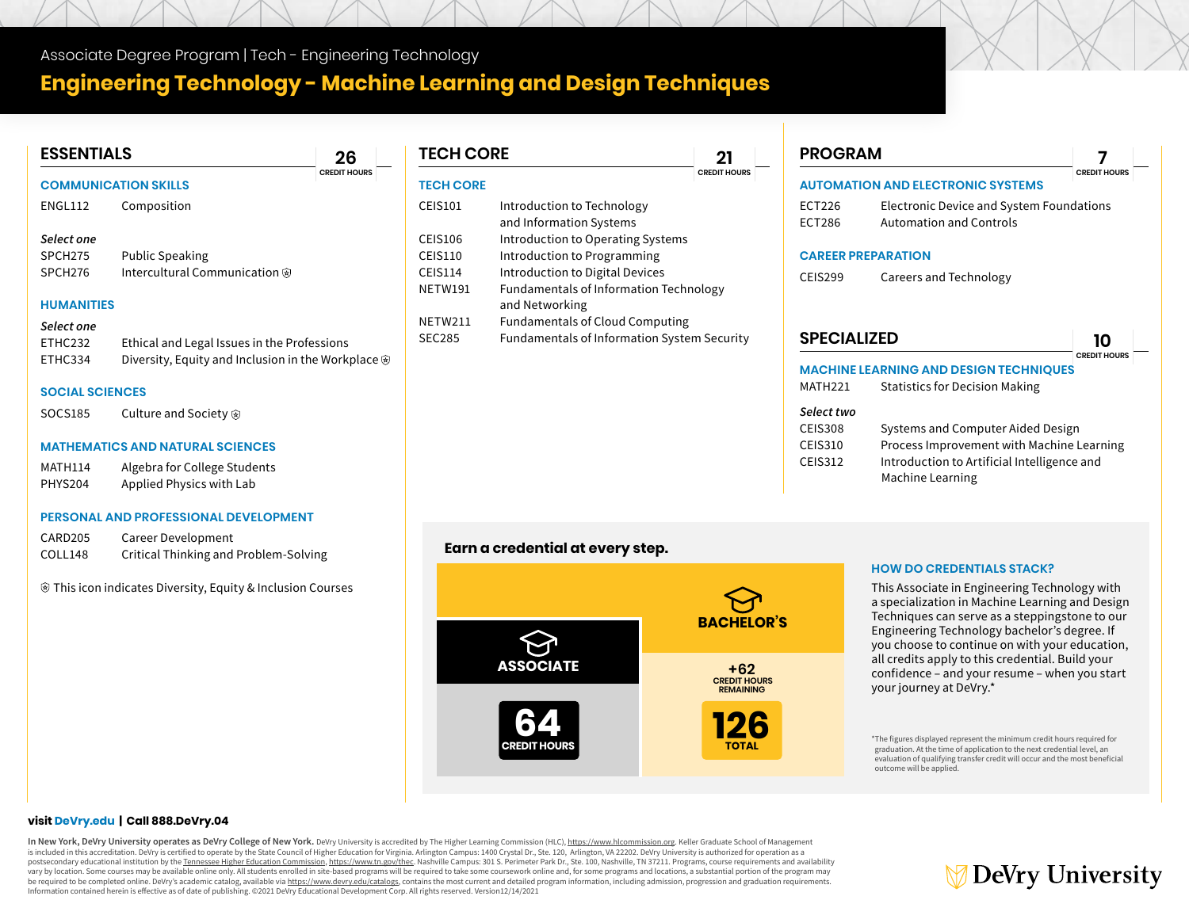Associate Degree Program | Tech - Engineering Technology

# Engineering Technology - Machine Learning and Design Techniques

## ESSENTIALS

26 CREDIT HOURS

### COMMUNICATION SKILLS

ENGL112 Composition

*Select one*

SPCH275 Public Speaking
SPCH276 Intercultural Communication ⦿

### HUMANITIES

*Select one*

ETHC232 Ethical and Legal Issues in the Professions
ETHC334 Diversity, Equity and Inclusion in the Workplace ⦿

### SOCIAL SCIENCES

SOCS185 Culture and Society ⦿

### MATHEMATICS AND NATURAL SCIENCES

MATH114 Algebra for College Students
PHYS204 Applied Physics with Lab

### PERSONAL AND PROFESSIONAL DEVELOPMENT

CARD205 Career Development
COLL148 Critical Thinking and Problem-Solving

⦿ This icon indicates Diversity, Equity & Inclusion Courses

## TECH CORE

21 CREDIT HOURS

### TECH CORE

CEIS101 Introduction to Technology and Information Systems
CEIS106 Introduction to Operating Systems
CEIS110 Introduction to Programming
CEIS114 Introduction to Digital Devices
NETW191 Fundamentals of Information Technology and Networking
NETW211 Fundamentals of Cloud Computing
SEC285 Fundamentals of Information System Security

## PROGRAM

7 CREDIT HOURS

### AUTOMATION AND ELECTRONIC SYSTEMS

ECT226 Electronic Device and System Foundations
ECT286 Automation and Controls

### CAREER PREPARATION

CEIS299 Careers and Technology

## SPECIALIZED

10 CREDIT HOURS

### MACHINE LEARNING AND DESIGN TECHNIQUES

MATH221 Statistics for Decision Making

*Select two*

CEIS308 Systems and Computer Aided Design
CEIS310 Process Improvement with Machine Learning
CEIS312 Introduction to Artificial Intelligence and Machine Learning

## Earn a credential at every step.

ASSOCIATE
64 CREDIT HOURS

BACHELOR'S
+62 CREDIT HOURS REMAINING
126 TOTAL

### HOW DO CREDENTIALS STACK?

This Associate in Engineering Technology with a specialization in Machine Learning and Design Techniques can serve as a steppingstone to our Engineering Technology bachelor's degree. If you choose to continue on with your education, all credits apply to this credential. Build your confidence – and your resume – when you start your journey at DeVry.*

*The figures displayed represent the minimum credit hours required for graduation. At the time of application to the next credential level, an evaluation of qualifying transfer credit will occur and the most beneficial outcome will be applied.

**visit DeVry.edu | Call 888.DeVry.04**

**In New York, DeVry University operates as DeVry College of New York.** DeVry University is accredited by The Higher Learning Commission (HLC), https://www.hlcommission.org. Keller Graduate School of Management is included in this accreditation. DeVry is certified to operate by the State Council of Higher Education for Virginia. Arlington Campus: 1400 Crystal Dr., Ste. 120, Arlington, VA 22202. DeVry University is authorized for operation as a postsecondary educational institution by the Tennessee Higher Education Commission, https://www.tn.gov/thec. Nashville Campus: 301 S. Perimeter Park Dr., Ste. 100, Nashville, TN 37211. Programs, course requirements and availability vary by location. Some courses may be available online only. All students enrolled in site-based programs will be required to take some coursework online and, for some programs and locations, a substantial portion of the program may be required to be completed online. DeVry's academic catalog, available via https://www.devry.edu/catalogs, contains the most current and detailed program information, including admission, progression and graduation requirements. Information contained herein is effective as of date of publishing. ©2021 DeVry Educational Development Corp. All rights reserved. Version12/14/2021

DeVry University